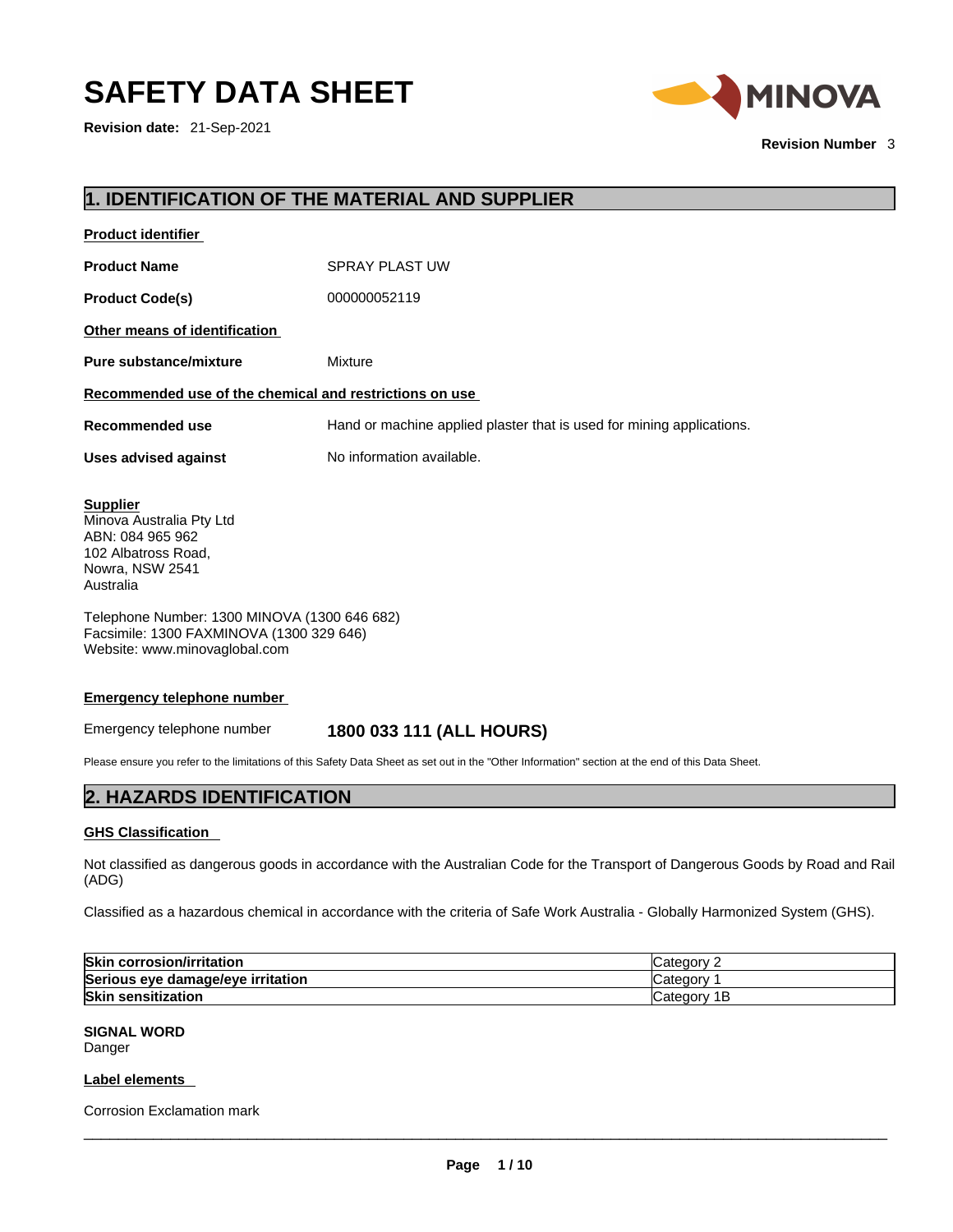# SAFETY DATA SHEET

**Revision date:** 21-Sep-2021

MINOVA

**Revision Number** 3

## 1. IDENTIFICATION OF THE MATERIAL AND SUPPLIER

**Product identifier**

| | |
|---|---|
| **Product Name** | SPRAY PLAST UW |
| **Product Code(s)** | 000000052119 |

**Other means of identification**

| | |
|---|---|
| **Pure substance/mixture** | Mixture |

**Recommended use of the chemical and restrictions on use**

| | |
|---|---|
| **Recommended use** | Hand or machine applied plaster that is used for mining applications. |
| **Uses advised against** | No information available. |

**Supplier**
Minova Australia Pty Ltd
ABN: 084 965 962
102 Albatross Road,
Nowra, NSW 2541
Australia

Telephone Number: 1300 MINOVA (1300 646 682)
Facsimile: 1300 FAXMINOVA (1300 329 646)
Website: www.minovaglobal.com

**Emergency telephone number**

Emergency telephone number **1800 033 111 (ALL HOURS)**

Please ensure you refer to the limitations of this Safety Data Sheet as set out in the "Other Information" section at the end of this Data Sheet.

## 2. HAZARDS IDENTIFICATION

**GHS Classification**

Not classified as dangerous goods in accordance with the Australian Code for the Transport of Dangerous Goods by Road and Rail (ADG)

Classified as a hazardous chemical in accordance with the criteria of Safe Work Australia - Globally Harmonized System (GHS).

| | |
|---|---|
| **Skin corrosion/irritation** | Category 2 |
| **Serious eye damage/eye irritation** | Category 1 |
| **Skin sensitization** | Category 1B |

**SIGNAL WORD**
Danger

**Label elements**

Corrosion Exclamation mark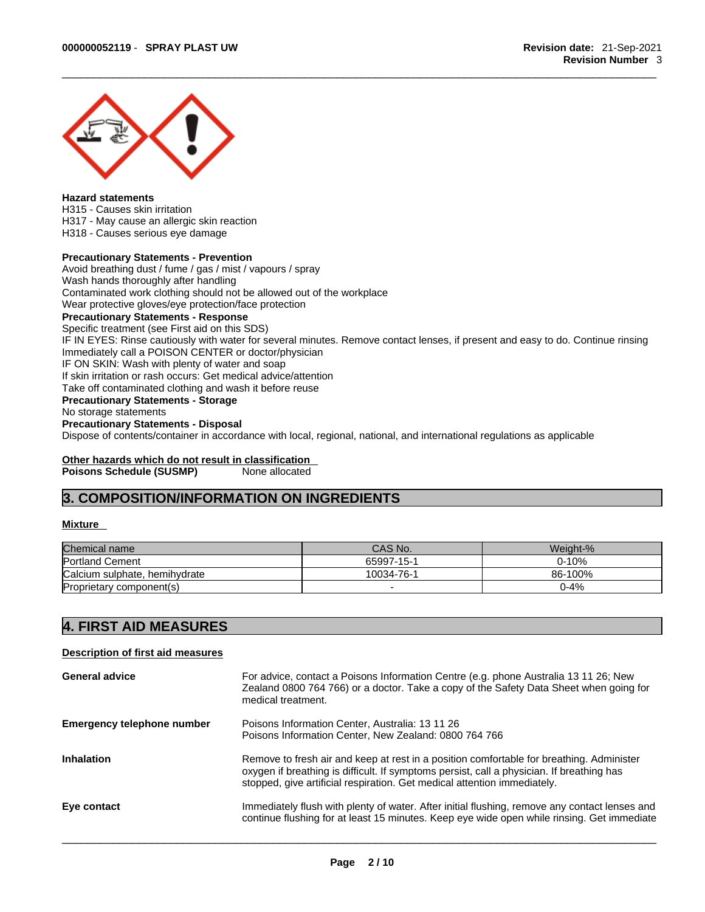**Hazard statements**
H315 - Causes skin irritation
H317 - May cause an allergic skin reaction
H318 - Causes serious eye damage

**Precautionary Statements - Prevention**
Avoid breathing dust / fume / gas / mist / vapours / spray
Wash hands thoroughly after handling
Contaminated work clothing should not be allowed out of the workplace
Wear protective gloves/eye protection/face protection

**Precautionary Statements - Response**
Specific treatment (see First aid on this SDS)
IF IN EYES: Rinse cautiously with water for several minutes. Remove contact lenses, if present and easy to do. Continue rinsing
Immediately call a POISON CENTER or doctor/physician
IF ON SKIN: Wash with plenty of water and soap
If skin irritation or rash occurs: Get medical advice/attention
Take off contaminated clothing and wash it before reuse

**Precautionary Statements - Storage**
No storage statements

**Precautionary Statements - Disposal**
Dispose of contents/container in accordance with local, regional, national, and international regulations as applicable

**Other hazards which do not result in classification**
**Poisons Schedule (SUSMP)** None allocated

## 3. COMPOSITION/INFORMATION ON INGREDIENTS

**Mixture**

| Chemical name | CAS No. | Weight-% |
|---|---|---|
| Portland Cement | 65997-15-1 | 0-10% |
| Calcium sulphate, hemihydrate | 10034-76-1 | 86-100% |
| Proprietary component(s) | - | 0-4% |

## 4. FIRST AID MEASURES

**Description of first aid measures**

**General advice**
For advice, contact a Poisons Information Centre (e.g. phone Australia 13 11 26; New Zealand 0800 764 766) or a doctor. Take a copy of the Safety Data Sheet when going for medical treatment.

**Emergency telephone number**
Poisons Information Center, Australia: 13 11 26
Poisons Information Center, New Zealand: 0800 764 766

**Inhalation**
Remove to fresh air and keep at rest in a position comfortable for breathing. Administer oxygen if breathing is difficult. If symptoms persist, call a physician. If breathing has stopped, give artificial respiration. Get medical attention immediately.

**Eye contact**
Immediately flush with plenty of water. After initial flushing, remove any contact lenses and continue flushing for at least 15 minutes. Keep eye wide open while rinsing. Get immediate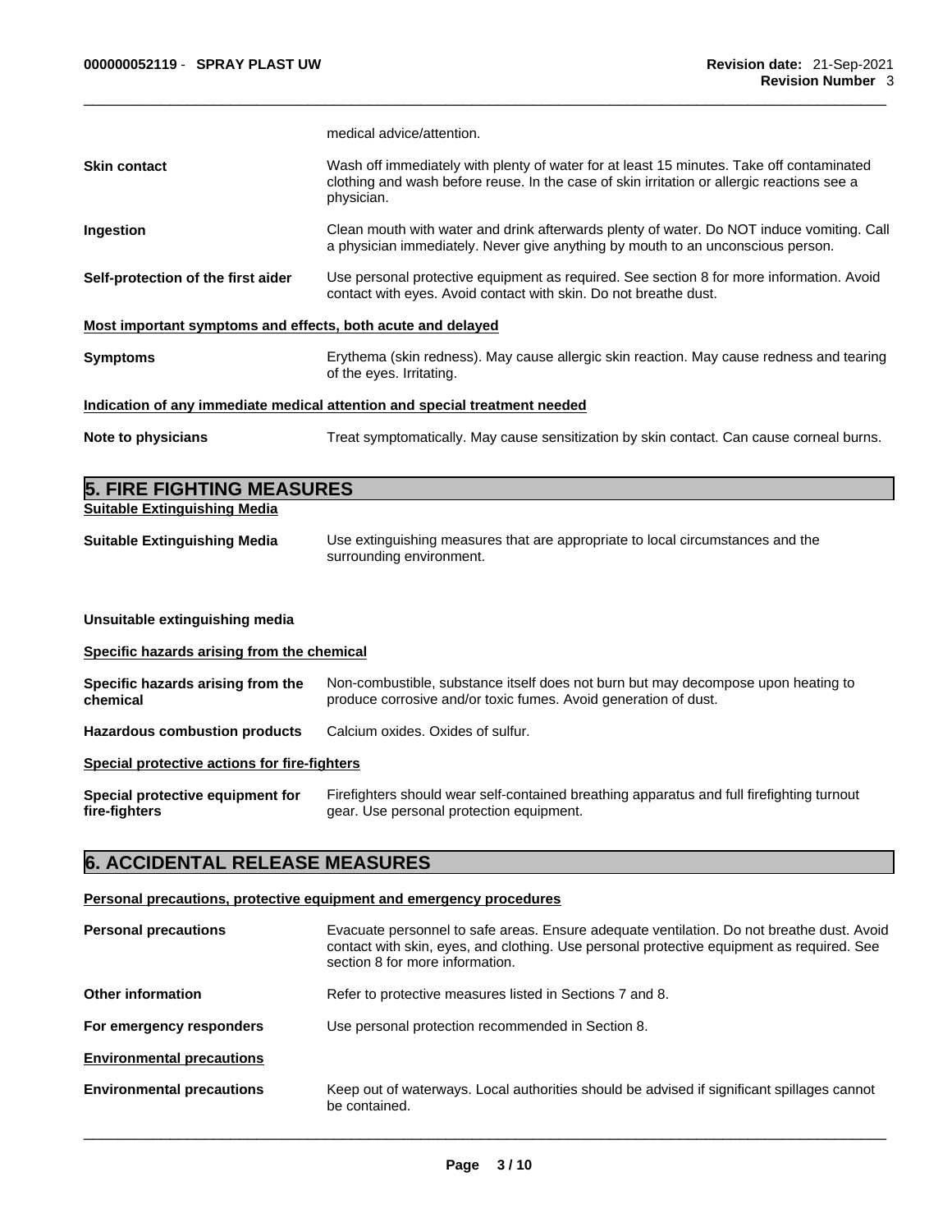medical advice/attention.

**Skin contact** Wash off immediately with plenty of water for at least 15 minutes. Take off contaminated clothing and wash before reuse. In the case of skin irritation or allergic reactions see a physician.

**Ingestion** Clean mouth with water and drink afterwards plenty of water. Do NOT induce vomiting. Call a physician immediately. Never give anything by mouth to an unconscious person.

**Self-protection of the first aider** Use personal protective equipment as required. See section 8 for more information. Avoid contact with eyes. Avoid contact with skin. Do not breathe dust.

**Most important symptoms and effects, both acute and delayed**

**Symptoms** Erythema (skin redness). May cause allergic skin reaction. May cause redness and tearing of the eyes. Irritating.

**Indication of any immediate medical attention and special treatment needed**

**Note to physicians** Treat symptomatically. May cause sensitization by skin contact. Can cause corneal burns.

## 5. FIRE FIGHTING MEASURES

**Suitable Extinguishing Media**

**Suitable Extinguishing Media** Use extinguishing measures that are appropriate to local circumstances and the surrounding environment.

**Unsuitable extinguishing media**

**Specific hazards arising from the chemical**

**Specific hazards arising from the chemical** Non-combustible, substance itself does not burn but may decompose upon heating to produce corrosive and/or toxic fumes. Avoid generation of dust.

**Hazardous combustion products** Calcium oxides. Oxides of sulfur.

**Special protective actions for fire-fighters**

**Special protective equipment for fire-fighters** Firefighters should wear self-contained breathing apparatus and full firefighting turnout gear. Use personal protection equipment.

## 6. ACCIDENTAL RELEASE MEASURES

**Personal precautions, protective equipment and emergency procedures**

**Personal precautions** Evacuate personnel to safe areas. Ensure adequate ventilation. Do not breathe dust. Avoid contact with skin, eyes, and clothing. Use personal protective equipment as required. See section 8 for more information.

**Other information** Refer to protective measures listed in Sections 7 and 8.

**For emergency responders** Use personal protection recommended in Section 8.

**Environmental precautions**

**Environmental precautions** Keep out of waterways. Local authorities should be advised if significant spillages cannot be contained.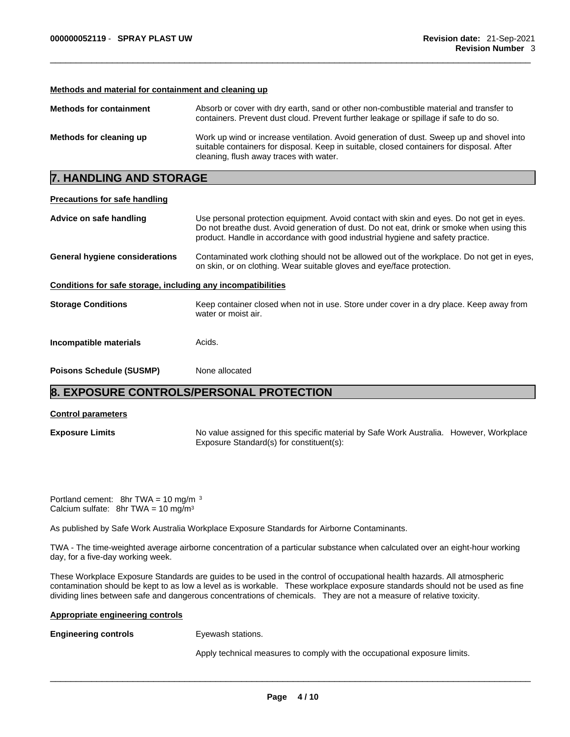**Methods and material for containment and cleaning up**

| | |
|---|---|
| **Methods for containment** | Absorb or cover with dry earth, sand or other non-combustible material and transfer to containers. Prevent dust cloud. Prevent further leakage or spillage if safe to do so. |
| **Methods for cleaning up** | Work up wind or increase ventilation. Avoid generation of dust. Sweep up and shovel into suitable containers for disposal. Keep in suitable, closed containers for disposal. After cleaning, flush away traces with water. |

## 7. HANDLING AND STORAGE

**Precautions for safe handling**

| | |
|---|---|
| **Advice on safe handling** | Use personal protection equipment. Avoid contact with skin and eyes. Do not get in eyes. Do not breathe dust. Avoid generation of dust. Do not eat, drink or smoke when using this product. Handle in accordance with good industrial hygiene and safety practice. |
| **General hygiene considerations** | Contaminated work clothing should not be allowed out of the workplace. Do not get in eyes, on skin, or on clothing. Wear suitable gloves and eye/face protection. |

**Conditions for safe storage, including any incompatibilities**

| | |
|---|---|
| **Storage Conditions** | Keep container closed when not in use. Store under cover in a dry place. Keep away from water or moist air. |
| **Incompatible materials** | Acids. |
| **Poisons Schedule (SUSMP)** | None allocated |

## 8. EXPOSURE CONTROLS/PERSONAL PROTECTION

**Control parameters**

**Exposure Limits** No value assigned for this specific material by Safe Work Australia. However, Workplace Exposure Standard(s) for constituent(s):

Portland cement: 8hr TWA = 10 $mg/m^3$
Calcium sulfate: 8hr TWA = 10 $mg/m^3$

As published by Safe Work Australia Workplace Exposure Standards for Airborne Contaminants.

TWA - The time-weighted average airborne concentration of a particular substance when calculated over an eight-hour working day, for a five-day working week.

These Workplace Exposure Standards are guides to be used in the control of occupational health hazards. All atmospheric contamination should be kept to as low a level as is workable. These workplace exposure standards should not be used as fine dividing lines between safe and dangerous concentrations of chemicals. They are not a measure of relative toxicity.

**Appropriate engineering controls**

**Engineering controls** Eyewash stations.

Apply technical measures to comply with the occupational exposure limits.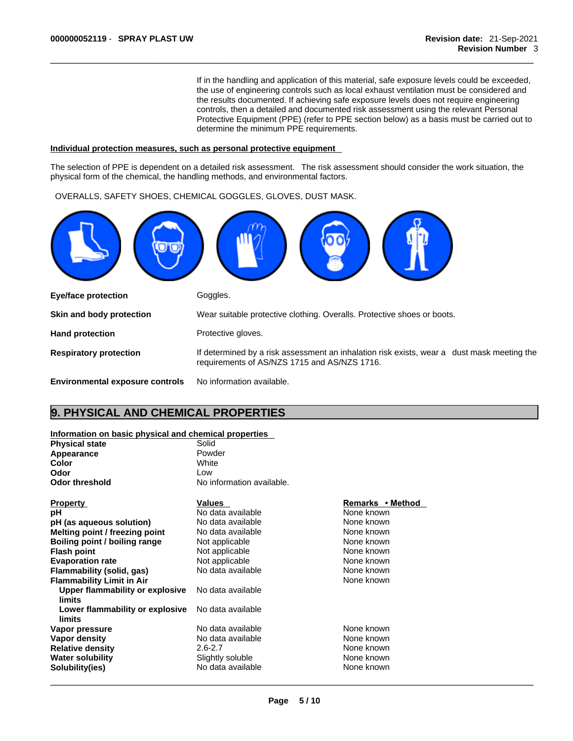If in the handling and application of this material, safe exposure levels could be exceeded, the use of engineering controls such as local exhaust ventilation must be considered and the results documented. If achieving safe exposure levels does not require engineering controls, then a detailed and documented risk assessment using the relevant Personal Protective Equipment (PPE) (refer to PPE section below) as a basis must be carried out to determine the minimum PPE requirements.

**Individual protection measures, such as personal protective equipment**

The selection of PPE is dependent on a detailed risk assessment. The risk assessment should consider the work situation, the physical form of the chemical, the handling methods, and environmental factors.

OVERALLS, SAFETY SHOES, CHEMICAL GOGGLES, GLOVES, DUST MASK.

| | |
|---|---|
| **Eye/face protection** | Goggles. |
| **Skin and body protection** | Wear suitable protective clothing. Overalls. Protective shoes or boots. |
| **Hand protection** | Protective gloves. |
| **Respiratory protection** | If determined by a risk assessment an inhalation risk exists, wear a dust mask meeting the requirements of AS/NZS 1715 and AS/NZS 1716. |
| **Environmental exposure controls** | No information available. |

## 9. PHYSICAL AND CHEMICAL PROPERTIES

**Information on basic physical and chemical properties**

| | |
|---|---|
| **Physical state** | Solid |
| **Appearance** | Powder |
| **Color** | White |
| **Odor** | Low |
| **Odor threshold** | No information available. |

| **Property** | **Values** | **Remarks • Method** |
|---|---|---|
| **pH** | No data available | None known |
| **pH (as aqueous solution)** | No data available | None known |
| **Melting point / freezing point** | No data available | None known |
| **Boiling point / boiling range** | Not applicable | None known |
| **Flash point** | Not applicable | None known |
| **Evaporation rate** | Not applicable | None known |
| **Flammability (solid, gas)** | No data available | None known |
| **Flammability Limit in Air** | | None known |
| **Upper flammability or explosive limits** | No data available | |
| **Lower flammability or explosive limits** | No data available | |
| **Vapor pressure** | No data available | None known |
| **Vapor density** | No data available | None known |
| **Relative density** | 2.6-2.7 | None known |
| **Water solubility** | Slightly soluble | None known |
| **Solubility(ies)** | No data available | None known |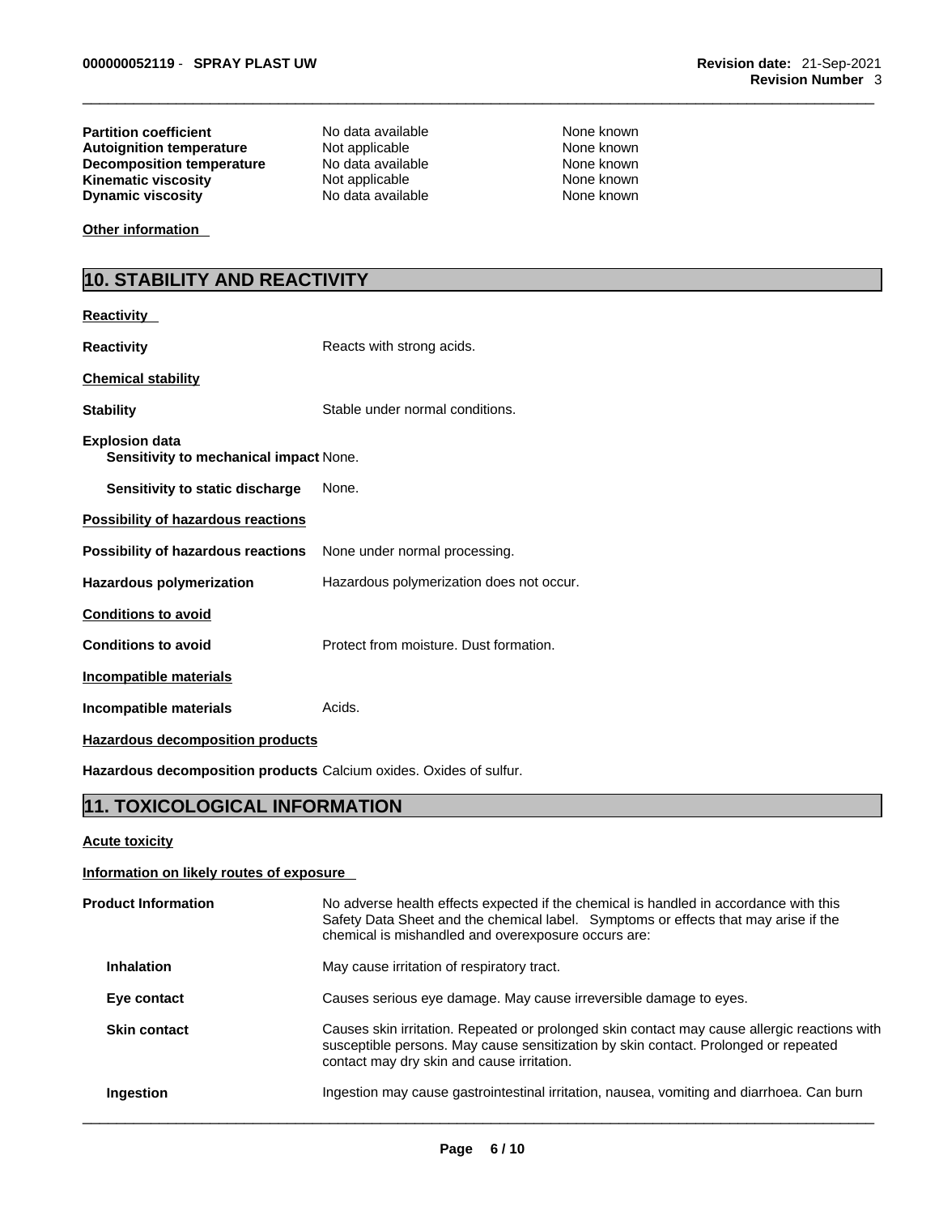| | | |
|---|---|---|
| **Partition coefficient** | No data available | None known |
| **Autoignition temperature** | Not applicable | None known |
| **Decomposition temperature** | No data available | None known |
| **Kinematic viscosity** | Not applicable | None known |
| **Dynamic viscosity** | No data available | None known |

**Other information**

## 10. STABILITY AND REACTIVITY

**Reactivity**

**Reactivity** Reacts with strong acids.

**Chemical stability**

**Stability** Stable under normal conditions.

**Explosion data**
**Sensitivity to mechanical impact** None.

**Sensitivity to static discharge** None.

**Possibility of hazardous reactions**

**Possibility of hazardous reactions** None under normal processing.

**Hazardous polymerization** Hazardous polymerization does not occur.

**Conditions to avoid**

**Conditions to avoid** Protect from moisture. Dust formation.

**Incompatible materials**

**Incompatible materials** Acids.

**Hazardous decomposition products**

**Hazardous decomposition products** Calcium oxides. Oxides of sulfur.

## 11. TOXICOLOGICAL INFORMATION

**Acute toxicity**

**Information on likely routes of exposure**

**Product Information** No adverse health effects expected if the chemical is handled in accordance with this Safety Data Sheet and the chemical label. Symptoms or effects that may arise if the chemical is mishandled and overexposure occurs are:

**Inhalation** May cause irritation of respiratory tract.

**Eye contact** Causes serious eye damage. May cause irreversible damage to eyes.

**Skin contact** Causes skin irritation. Repeated or prolonged skin contact may cause allergic reactions with susceptible persons. May cause sensitization by skin contact. Prolonged or repeated contact may dry skin and cause irritation.

**Ingestion** Ingestion may cause gastrointestinal irritation, nausea, vomiting and diarrhoea. Can burn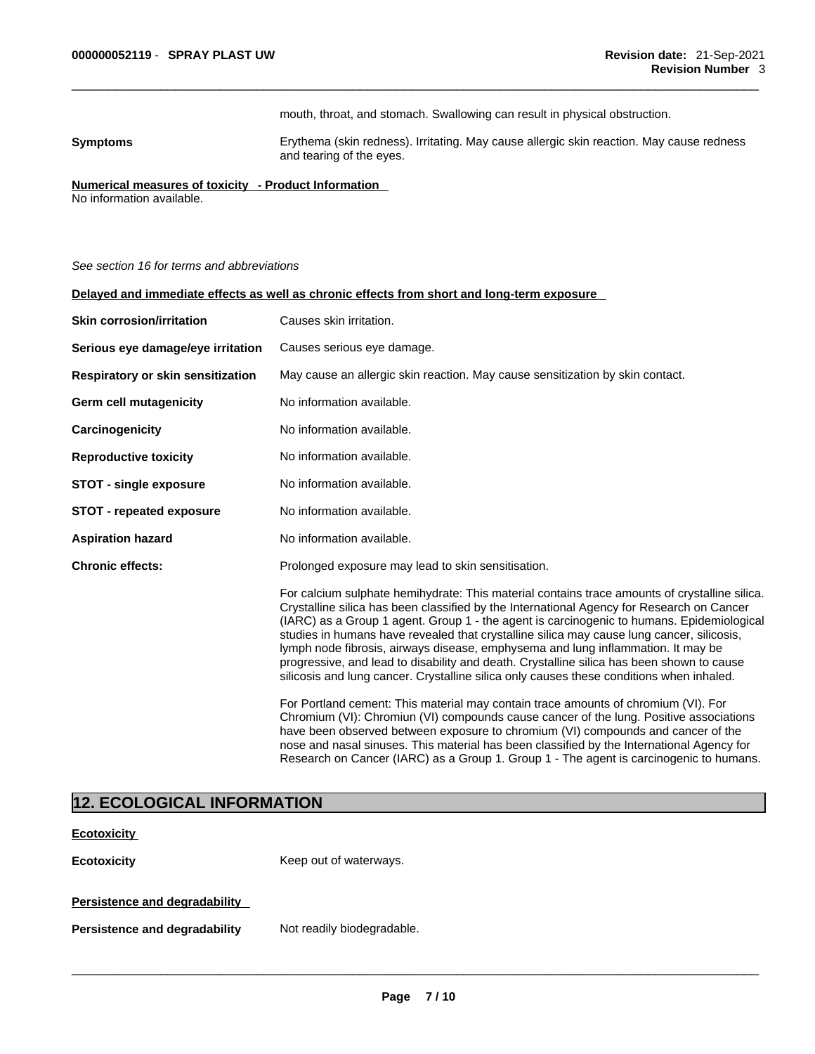mouth, throat, and stomach. Swallowing can result in physical obstruction.

| | |
|---|---|
| **Symptoms** | Erythema (skin redness). Irritating. May cause allergic skin reaction. May cause redness and tearing of the eyes. |

**Numerical measures of toxicity - Product Information**

No information available.

*See section 16 for terms and abbreviations*

**Delayed and immediate effects as well as chronic effects from short and long-term exposure**

| | |
|---|---|
| **Skin corrosion/irritation** | Causes skin irritation. |
| **Serious eye damage/eye irritation** | Causes serious eye damage. |
| **Respiratory or skin sensitization** | May cause an allergic skin reaction. May cause sensitization by skin contact. |
| **Germ cell mutagenicity** | No information available. |
| **Carcinogenicity** | No information available. |
| **Reproductive toxicity** | No information available. |
| **STOT - single exposure** | No information available. |
| **STOT - repeated exposure** | No information available. |
| **Aspiration hazard** | No information available. |
| **Chronic effects:** | Prolonged exposure may lead to skin sensitisation. |

For calcium sulphate hemihydrate: This material contains trace amounts of crystalline silica. Crystalline silica has been classified by the International Agency for Research on Cancer (IARC) as a Group 1 agent. Group 1 - the agent is carcinogenic to humans. Epidemiological studies in humans have revealed that crystalline silica may cause lung cancer, silicosis, lymph node fibrosis, airways disease, emphysema and lung inflammation. It may be progressive, and lead to disability and death. Crystalline silica has been shown to cause silicosis and lung cancer. Crystalline silica only causes these conditions when inhaled.

For Portland cement: This material may contain trace amounts of chromium (VI). For Chromium (VI): Chromiun (VI) compounds cause cancer of the lung. Positive associations have been observed between exposure to chromium (VI) compounds and cancer of the nose and nasal sinuses. This material has been classified by the International Agency for Research on Cancer (IARC) as a Group 1. Group 1 - The agent is carcinogenic to humans.

## 12. ECOLOGICAL INFORMATION

**Ecotoxicity**

| | |
|---|---|
| **Ecotoxicity** | Keep out of waterways. |

**Persistence and degradability**

| | |
|---|---|
| **Persistence and degradability** | Not readily biodegradable. |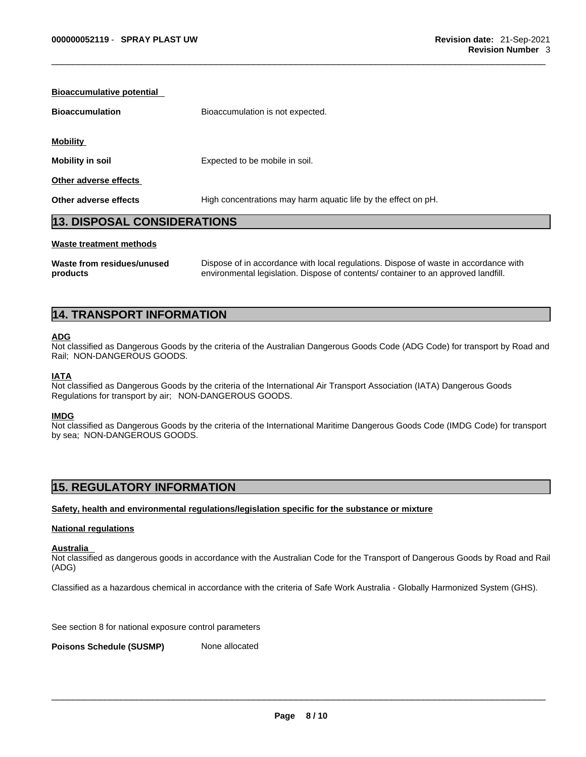**Bioaccumulative potential**

| | |
|---|---|
| **Bioaccumulation** | Bioaccumulation is not expected. |

**Mobility**

| | |
|---|---|
| **Mobility in soil** | Expected to be mobile in soil. |

**Other adverse effects**

| | |
|---|---|
| **Other adverse effects** | High concentrations may harm aquatic life by the effect on pH. |

## 13. DISPOSAL CONSIDERATIONS

**Waste treatment methods**

| | |
|---|---|
| **Waste from residues/unused products** | Dispose of in accordance with local regulations. Dispose of waste in accordance with environmental legislation. Dispose of contents/ container to an approved landfill. |

## 14. TRANSPORT INFORMATION

**ADG**
Not classified as Dangerous Goods by the criteria of the Australian Dangerous Goods Code (ADG Code) for transport by Road and Rail; NON-DANGEROUS GOODS.

**IATA**
Not classified as Dangerous Goods by the criteria of the International Air Transport Association (IATA) Dangerous Goods Regulations for transport by air; NON-DANGEROUS GOODS.

**IMDG**
Not classified as Dangerous Goods by the criteria of the International Maritime Dangerous Goods Code (IMDG Code) for transport by sea; NON-DANGEROUS GOODS.

## 15. REGULATORY INFORMATION

**Safety, health and environmental regulations/legislation specific for the substance or mixture**

**National regulations**

**Australia**
Not classified as dangerous goods in accordance with the Australian Code for the Transport of Dangerous Goods by Road and Rail (ADG)

Classified as a hazardous chemical in accordance with the criteria of Safe Work Australia - Globally Harmonized System (GHS).

See section 8 for national exposure control parameters

| | |
|---|---|
| **Poisons Schedule (SUSMP)** | None allocated |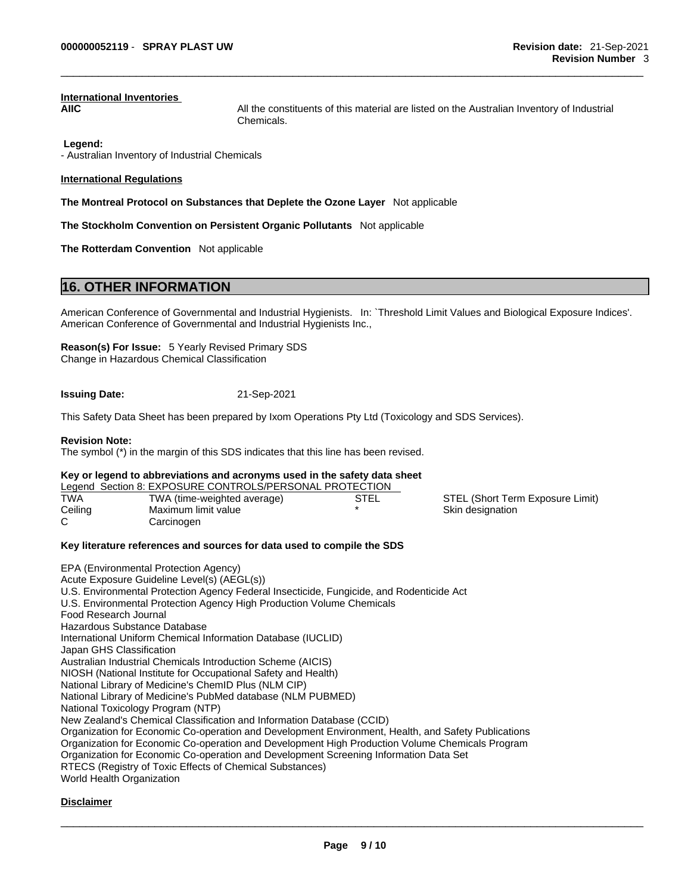**International Inventories**

| | |
|---|---|
| **AIIC** | All the constituents of this material are listed on the Australian Inventory of Industrial Chemicals. |

**Legend:**
- Australian Inventory of Industrial Chemicals

**International Regulations**

**The Montreal Protocol on Substances that Deplete the Ozone Layer** Not applicable

**The Stockholm Convention on Persistent Organic Pollutants** Not applicable

**The Rotterdam Convention** Not applicable

## 16. OTHER INFORMATION

American Conference of Governmental and Industrial Hygienists. In: `Threshold Limit Values and Biological Exposure Indices'. American Conference of Governmental and Industrial Hygienists Inc.,

**Reason(s) For Issue:** 5 Yearly Revised Primary SDS
Change in Hazardous Chemical Classification

**Issuing Date:** 21-Sep-2021

This Safety Data Sheet has been prepared by Ixom Operations Pty Ltd (Toxicology and SDS Services).

**Revision Note:**
The symbol (*) in the margin of this SDS indicates that this line has been revised.

**Key or legend to abbreviations and acronyms used in the safety data sheet**

Legend Section 8: EXPOSURE CONTROLS/PERSONAL PROTECTION

| | | | |
|---|---|---|---|
| TWA | TWA (time-weighted average) | STEL | STEL (Short Term Exposure Limit) |
| Ceiling | Maximum limit value | * | Skin designation |
| C | Carcinogen | | |

**Key literature references and sources for data used to compile the SDS**

EPA (Environmental Protection Agency)
Acute Exposure Guideline Level(s) (AEGL(s))
U.S. Environmental Protection Agency Federal Insecticide, Fungicide, and Rodenticide Act
U.S. Environmental Protection Agency High Production Volume Chemicals
Food Research Journal
Hazardous Substance Database
International Uniform Chemical Information Database (IUCLID)
Japan GHS Classification
Australian Industrial Chemicals Introduction Scheme (AICIS)
NIOSH (National Institute for Occupational Safety and Health)
National Library of Medicine's ChemID Plus (NLM CIP)
National Library of Medicine's PubMed database (NLM PUBMED)
National Toxicology Program (NTP)
New Zealand's Chemical Classification and Information Database (CCID)
Organization for Economic Co-operation and Development Environment, Health, and Safety Publications
Organization for Economic Co-operation and Development High Production Volume Chemicals Program
Organization for Economic Co-operation and Development Screening Information Data Set
RTECS (Registry of Toxic Effects of Chemical Substances)
World Health Organization

**Disclaimer**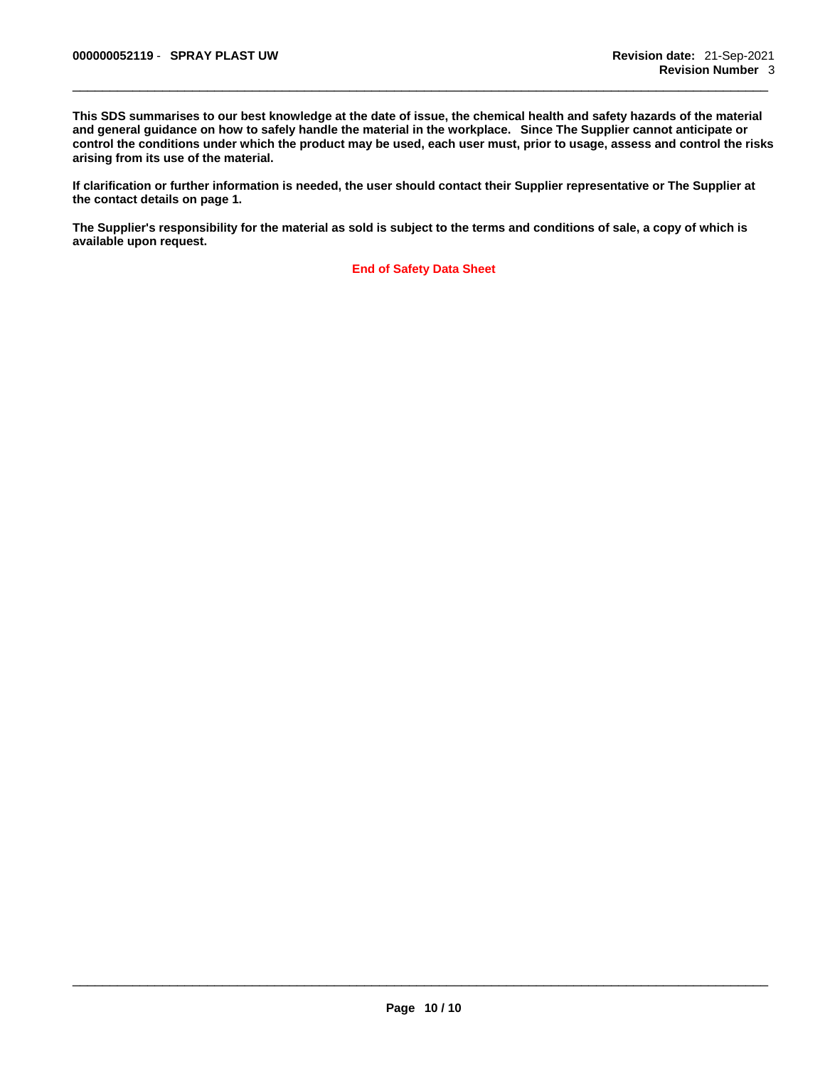**This SDS summarises to our best knowledge at the date of issue, the chemical health and safety hazards of the material and general guidance on how to safely handle the material in the workplace. Since The Supplier cannot anticipate or control the conditions under which the product may be used, each user must, prior to usage, assess and control the risks arising from its use of the material.**

**If clarification or further information is needed, the user should contact their Supplier representative or The Supplier at the contact details on page 1.**

**The Supplier's responsibility for the material as sold is subject to the terms and conditions of sale, a copy of which is available upon request.**

**End of Safety Data Sheet**